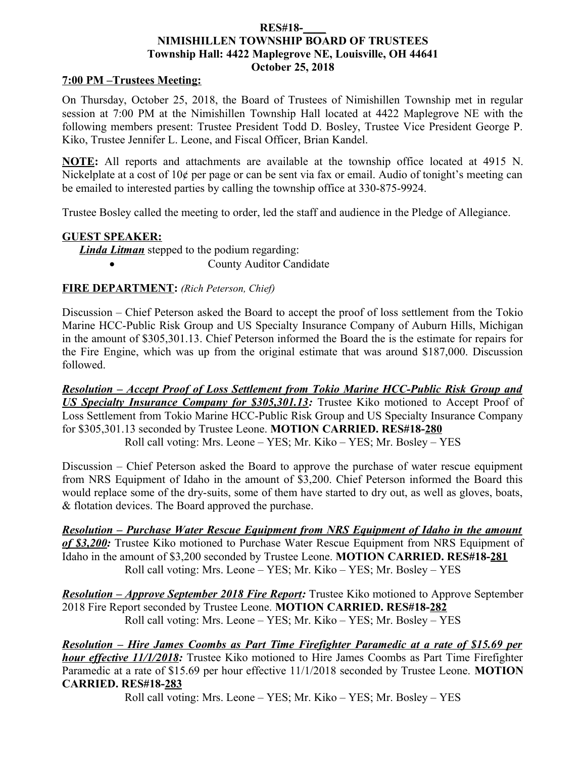**RES#18-____**
**NIMISHILLEN TOWNSHIP BOARD OF TRUSTEES**
**Township Hall: 4422 Maplegrove NE, Louisville, OH 44641**
**October 25, 2018**

**7:00 PM –Trustees Meeting:**

On Thursday, October 25, 2018, the Board of Trustees of Nimishillen Township met in regular session at 7:00 PM at the Nimishillen Township Hall located at 4422 Maplegrove NE with the following members present: Trustee President Todd D. Bosley, Trustee Vice President George P. Kiko, Trustee Jennifer L. Leone, and Fiscal Officer, Brian Kandel.

**NOTE:** All reports and attachments are available at the township office located at 4915 N. Nickelplate at a cost of 10¢ per page or can be sent via fax or email. Audio of tonight's meeting can be emailed to interested parties by calling the township office at 330-875-9924.

Trustee Bosley called the meeting to order, led the staff and audience in the Pledge of Allegiance.

**GUEST SPEAKER:**

***Linda Litman*** stepped to the podium regarding:

- County Auditor Candidate

**FIRE DEPARTMENT:** *(Rich Peterson, Chief)*

Discussion – Chief Peterson asked the Board to accept the proof of loss settlement from the Tokio Marine HCC-Public Risk Group and US Specialty Insurance Company of Auburn Hills, Michigan in the amount of $305,301.13. Chief Peterson informed the Board the is the estimate for repairs for the Fire Engine, which was up from the original estimate that was around $187,000. Discussion followed.

***Resolution – Accept Proof of Loss Settlement from Tokio Marine HCC-Public Risk Group and US Specialty Insurance Company for $305,301.13:*** Trustee Kiko motioned to Accept Proof of Loss Settlement from Tokio Marine HCC-Public Risk Group and US Specialty Insurance Company for $305,301.13 seconded by Trustee Leone. **MOTION CARRIED. RES#18-280**

Roll call voting: Mrs. Leone – YES; Mr. Kiko – YES; Mr. Bosley – YES

Discussion – Chief Peterson asked the Board to approve the purchase of water rescue equipment from NRS Equipment of Idaho in the amount of $3,200. Chief Peterson informed the Board this would replace some of the dry-suits, some of them have started to dry out, as well as gloves, boats, & flotation devices. The Board approved the purchase.

***Resolution – Purchase Water Rescue Equipment from NRS Equipment of Idaho in the amount of $3,200:*** Trustee Kiko motioned to Purchase Water Rescue Equipment from NRS Equipment of Idaho in the amount of $3,200 seconded by Trustee Leone. **MOTION CARRIED. RES#18-281**

Roll call voting: Mrs. Leone – YES; Mr. Kiko – YES; Mr. Bosley – YES

***Resolution – Approve September 2018 Fire Report:*** Trustee Kiko motioned to Approve September 2018 Fire Report seconded by Trustee Leone. **MOTION CARRIED. RES#18-282**

Roll call voting: Mrs. Leone – YES; Mr. Kiko – YES; Mr. Bosley – YES

***Resolution – Hire James Coombs as Part Time Firefighter Paramedic at a rate of $15.69 per hour effective 11/1/2018:*** Trustee Kiko motioned to Hire James Coombs as Part Time Firefighter Paramedic at a rate of $15.69 per hour effective 11/1/2018 seconded by Trustee Leone. **MOTION CARRIED. RES#18-283**

Roll call voting: Mrs. Leone – YES; Mr. Kiko – YES; Mr. Bosley – YES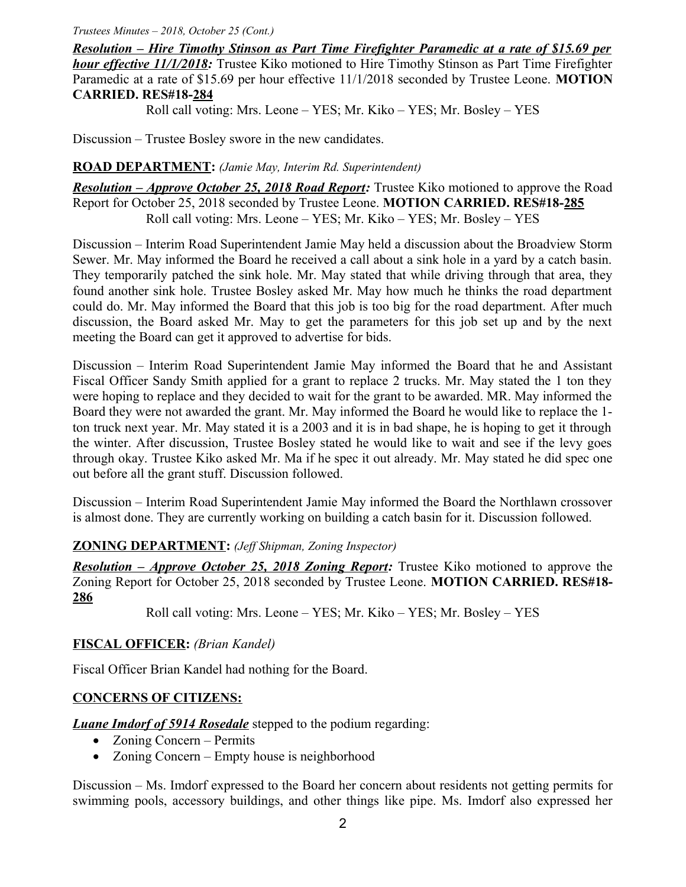***Resolution – Hire Timothy Stinson as Part Time Firefighter Paramedic at a rate of $15.69 per hour effective 11/1/2018:*** Trustee Kiko motioned to Hire Timothy Stinson as Part Time Firefighter Paramedic at a rate of $15.69 per hour effective 11/1/2018 seconded by Trustee Leone. **MOTION CARRIED. RES#18-284**

Roll call voting: Mrs. Leone – YES; Mr. Kiko – YES; Mr. Bosley – YES

Discussion – Trustee Bosley swore in the new candidates.

**ROAD DEPARTMENT:** *(Jamie May, Interim Rd. Superintendent)*

***Resolution – Approve October 25, 2018 Road Report:*** Trustee Kiko motioned to approve the Road Report for October 25, 2018 seconded by Trustee Leone. **MOTION CARRIED. RES#18-285**

Roll call voting: Mrs. Leone – YES; Mr. Kiko – YES; Mr. Bosley – YES

Discussion – Interim Road Superintendent Jamie May held a discussion about the Broadview Storm Sewer. Mr. May informed the Board he received a call about a sink hole in a yard by a catch basin. They temporarily patched the sink hole. Mr. May stated that while driving through that area, they found another sink hole. Trustee Bosley asked Mr. May how much he thinks the road department could do. Mr. May informed the Board that this job is too big for the road department. After much discussion, the Board asked Mr. May to get the parameters for this job set up and by the next meeting the Board can get it approved to advertise for bids.

Discussion – Interim Road Superintendent Jamie May informed the Board that he and Assistant Fiscal Officer Sandy Smith applied for a grant to replace 2 trucks. Mr. May stated the 1 ton they were hoping to replace and they decided to wait for the grant to be awarded. MR. May informed the Board they were not awarded the grant. Mr. May informed the Board he would like to replace the 1-ton truck next year. Mr. May stated it is a 2003 and it is in bad shape, he is hoping to get it through the winter. After discussion, Trustee Bosley stated he would like to wait and see if the levy goes through okay. Trustee Kiko asked Mr. Ma if he spec it out already. Mr. May stated he did spec one out before all the grant stuff. Discussion followed.

Discussion – Interim Road Superintendent Jamie May informed the Board the Northlawn crossover is almost done. They are currently working on building a catch basin for it. Discussion followed.

**ZONING DEPARTMENT:** *(Jeff Shipman, Zoning Inspector)*

***Resolution – Approve October 25, 2018 Zoning Report:*** Trustee Kiko motioned to approve the Zoning Report for October 25, 2018 seconded by Trustee Leone. **MOTION CARRIED. RES#18-286**

Roll call voting: Mrs. Leone – YES; Mr. Kiko – YES; Mr. Bosley – YES

**FISCAL OFFICER:** *(Brian Kandel)*

Fiscal Officer Brian Kandel had nothing for the Board.

**CONCERNS OF CITIZENS:**

***Luane Imdorf of 5914 Rosedale*** stepped to the podium regarding:

- Zoning Concern – Permits
- Zoning Concern – Empty house is neighborhood

Discussion – Ms. Imdorf expressed to the Board her concern about residents not getting permits for swimming pools, accessory buildings, and other things like pipe. Ms. Imdorf also expressed her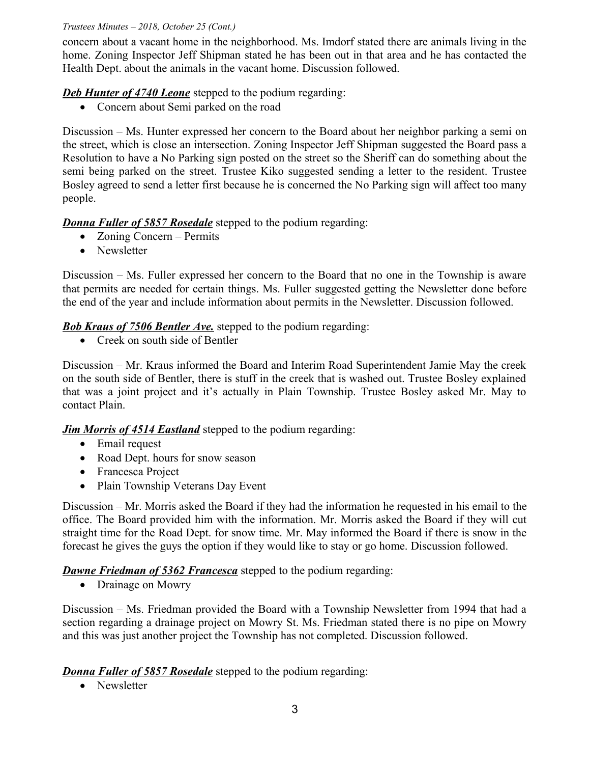concern about a vacant home in the neighborhood. Ms. Imdorf stated there are animals living in the home. Zoning Inspector Jeff Shipman stated he has been out in that area and he has contacted the Health Dept. about the animals in the vacant home. Discussion followed.

***Deb Hunter of 4740 Leone*** stepped to the podium regarding:

- Concern about Semi parked on the road

Discussion – Ms. Hunter expressed her concern to the Board about her neighbor parking a semi on the street, which is close an intersection. Zoning Inspector Jeff Shipman suggested the Board pass a Resolution to have a No Parking sign posted on the street so the Sheriff can do something about the semi being parked on the street. Trustee Kiko suggested sending a letter to the resident. Trustee Bosley agreed to send a letter first because he is concerned the No Parking sign will affect too many people.

***Donna Fuller of 5857 Rosedale*** stepped to the podium regarding:

- Zoning Concern – Permits
- Newsletter

Discussion – Ms. Fuller expressed her concern to the Board that no one in the Township is aware that permits are needed for certain things. Ms. Fuller suggested getting the Newsletter done before the end of the year and include information about permits in the Newsletter. Discussion followed.

***Bob Kraus of 7506 Bentler Ave.*** stepped to the podium regarding:

- Creek on south side of Bentler

Discussion – Mr. Kraus informed the Board and Interim Road Superintendent Jamie May the creek on the south side of Bentler, there is stuff in the creek that is washed out. Trustee Bosley explained that was a joint project and it's actually in Plain Township. Trustee Bosley asked Mr. May to contact Plain.

***Jim Morris of 4514 Eastland*** stepped to the podium regarding:

- Email request
- Road Dept. hours for snow season
- Francesca Project
- Plain Township Veterans Day Event

Discussion – Mr. Morris asked the Board if they had the information he requested in his email to the office. The Board provided him with the information. Mr. Morris asked the Board if they will cut straight time for the Road Dept. for snow time. Mr. May informed the Board if there is snow in the forecast he gives the guys the option if they would like to stay or go home. Discussion followed.

***Dawne Friedman of 5362 Francesca*** stepped to the podium regarding:

- Drainage on Mowry

Discussion – Ms. Friedman provided the Board with a Township Newsletter from 1994 that had a section regarding a drainage project on Mowry St. Ms. Friedman stated there is no pipe on Mowry and this was just another project the Township has not completed. Discussion followed.

***Donna Fuller of 5857 Rosedale*** stepped to the podium regarding:

- Newsletter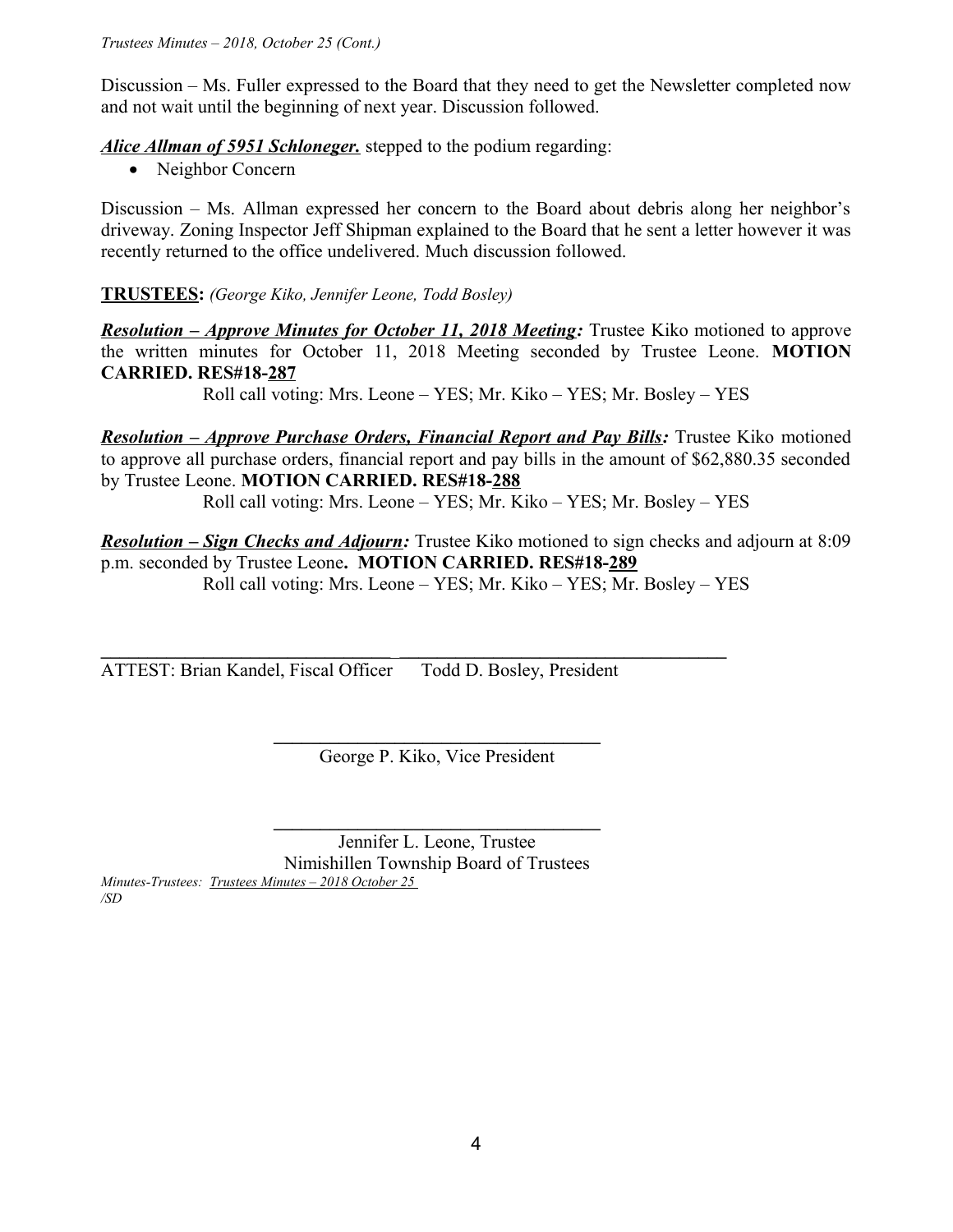Discussion – Ms. Fuller expressed to the Board that they need to get the Newsletter completed now and not wait until the beginning of next year. Discussion followed.

***Alice Allman of 5951 Schloneger.*** stepped to the podium regarding:

- Neighbor Concern

Discussion – Ms. Allman expressed her concern to the Board about debris along her neighbor's driveway. Zoning Inspector Jeff Shipman explained to the Board that he sent a letter however it was recently returned to the office undelivered. Much discussion followed.

**TRUSTEES:** *(George Kiko, Jennifer Leone, Todd Bosley)*

***Resolution – Approve Minutes for October 11, 2018 Meeting:*** Trustee Kiko motioned to approve the written minutes for October 11, 2018 Meeting seconded by Trustee Leone. **MOTION CARRIED. RES#18-287**

Roll call voting: Mrs. Leone – YES; Mr. Kiko – YES; Mr. Bosley – YES

***Resolution – Approve Purchase Orders, Financial Report and Pay Bills:*** Trustee Kiko motioned to approve all purchase orders, financial report and pay bills in the amount of $62,880.35 seconded by Trustee Leone. **MOTION CARRIED. RES#18-288**

Roll call voting: Mrs. Leone – YES; Mr. Kiko – YES; Mr. Bosley – YES

***Resolution – Sign Checks and Adjourn:*** Trustee Kiko motioned to sign checks and adjourn at 8:09 p.m. seconded by Trustee Leone**. MOTION CARRIED. RES#18-289**

Roll call voting: Mrs. Leone – YES; Mr. Kiko – YES; Mr. Bosley – YES

\_\_\_\_\_\_\_\_\_\_\_\_\_\_\_\_\_\_\_\_\_\_\_\_\_\_\_\_\_\_ \_\_\_\_\_\_\_\_\_\_\_\_\_\_\_\_\_\_\_\_\_\_\_\_\_\_\_\_\_\_

ATTEST: Brian Kandel, Fiscal Officer      Todd D. Bosley, President

\_\_\_\_\_\_\_\_\_\_\_\_\_\_\_\_\_\_\_\_\_\_\_\_\_\_\_\_\_\_

George P. Kiko, Vice President

\_\_\_\_\_\_\_\_\_\_\_\_\_\_\_\_\_\_\_\_\_\_\_\_\_\_\_\_\_\_

Jennifer L. Leone, Trustee

Nimishillen Township Board of Trustees

*Minutes-Trustees: Trustees Minutes – 2018 October 25*

*/SD*